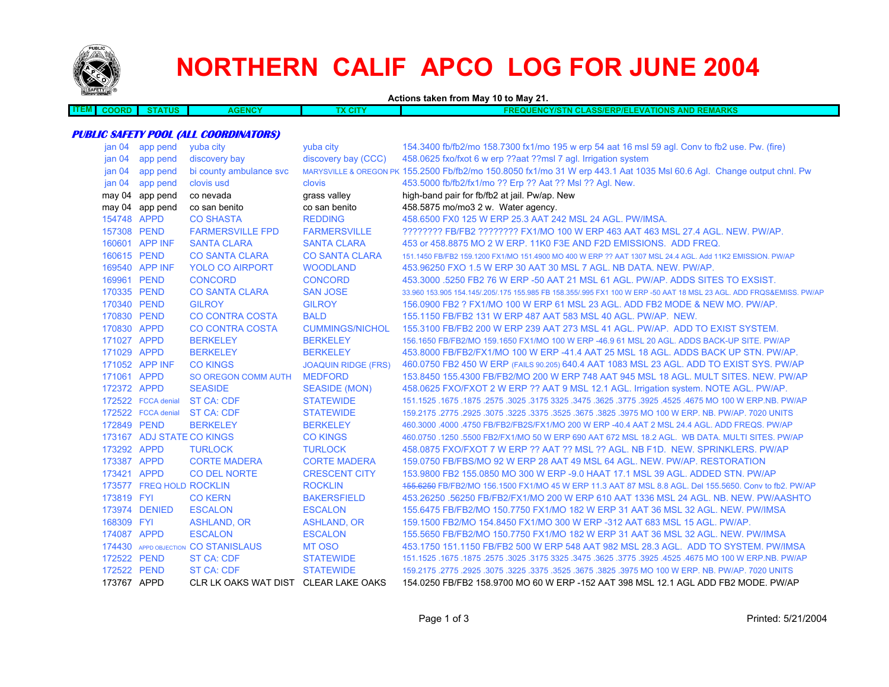# NORTHERN CALIF APCO LOG FOR JUNE 2004

**Actions taken from May 10 to May 21.**

***PUBLIC SAFETY POOL (ALL COORDINATORS)***

| ITEM | COORD | STATUS | AGENCY | TX CITY | FREQUENCY/STN CLASS/ERP/ELEVATIONS AND REMARKS |
|---|---|---|---|---|---|
| | jan 04 | app pend | yuba city | yuba city | 154.3400 fb/fb2/mo 158.7300 fx1/mo 195 w erp 54 aat 16 msl 59 agl. Conv to fb2 use. Pw. (fire) |
| | jan 04 | app pend | discovery bay | discovery bay (CCC) | 458.0625 fxo/fxot 6 w erp ??aat ??msl 7 agl. Irrigation system |
| | jan 04 | app pend | bi county ambulance svc | MARYSVILLE & OREGON PK | 155.2500 Fb/fb2/mo 150.8050 fx1/mo 31 W erp 443.1 Aat 1035 Msl 60.6 Agl. Change output chnl. Pw |
| | jan 04 | app pend | clovis usd | clovis | 453.5000 fb/fb2/fx1/mo ?? Erp ?? Aat ?? Msl ?? Agl. New. |
| | may 04 | app pend | co nevada | grass valley | high-band pair for fb/fb2 at jail. Pw/ap. New |
| | may 04 | app pend | co san benito | co san benito | 458.5875 mo/mo3 2 w. Water agency. |
| | 154748 | APPD | CO SHASTA | REDDING | 458.6500 FX0 125 W ERP 25.3 AAT 242 MSL 24 AGL. PW/IMSA. |
| | 157308 | PEND | FARMERSVILLE FPD | FARMERSVILLE | ???????? FB/FB2 ???????? FX1/MO 100 W ERP 463 AAT 463 MSL 27.4 AGL. NEW. PW/AP. |
| | 160601 | APP INF | SANTA CLARA | SANTA CLARA | 453 or 458.8875 MO 2 W ERP. 11K0 F3E AND F2D EMISSIONS. ADD FREQ. |
| | 160615 | PEND | CO SANTA CLARA | CO SANTA CLARA | 151.1450 FB/FB2 159.1200 FX1/MO 151.4900 MO 400 W ERP ?? AAT 1307 MSL 24.4 AGL. Add 11K2 EMISSION. PW/AP |
| | 169540 | APP INF | YOLO CO AIRPORT | WOODLAND | 453.96250 FXO 1.5 W ERP 30 AAT 30 MSL 7 AGL. NB DATA. NEW. PW/AP. |
| | 169961 | PEND | CONCORD | CONCORD | 453.3000 .5250 FB2 76 W ERP -50 AAT 21 MSL 61 AGL. PW/AP. ADDS SITES TO EXSIST. |
| | 170335 | PEND | CO SANTA CLARA | SAN JOSE | 33.960 153.905 154.145/.205/.175 155.985 FB 158.355/.995 FX1 100 W ERP -50 AAT 18 MSL 23 AGL. ADD FRQS&EMISS. PW/AP |
| | 170340 | PEND | GILROY | GILROY | 156.0900 FB2 ? FX1/MO 100 W ERP 61 MSL 23 AGL. ADD FB2 MODE & NEW MO. PW/AP. |
| | 170830 | PEND | CO CONTRA COSTA | BALD | 155.1150 FB/FB2 131 W ERP 487 AAT 583 MSL 40 AGL. PW/AP. NEW. |
| | 170830 | APPD | CO CONTRA COSTA | CUMMINGS/NICHOL | 155.3100 FB/FB2 200 W ERP 239 AAT 273 MSL 41 AGL. PW/AP. ADD TO EXIST SYSTEM. |
| | 171027 | APPD | BERKELEY | BERKELEY | 156.1650 FB/FB2/MO 159.1650 FX1/MO 100 W ERP -46.9 61 MSL 20 AGL. ADDS BACK-UP SITE. PW/AP |
| | 171029 | APPD | BERKELEY | BERKELEY | 453.8000 FB/FB2/FX1/MO 100 W ERP -41.4 AAT 25 MSL 18 AGL. ADDS BACK UP STN. PW/AP. |
| | 171052 | APP INF | CO KINGS | JOAQUIN RIDGE (FRS) | 460.0750 FB2 450 W ERP (FAILS 90.205) 640.4 AAT 1083 MSL 23 AGL. ADD TO EXIST SYS. PW/AP |
| | 171061 | APPD | SO OREGON COMM AUTH | MEDFORD | 153.8450 155.4300 FB/FB2/MO 200 W ERP 748 AAT 945 MSL 18 AGL. MULT SITES. NEW. PW/AP |
| | 172372 | APPD | SEASIDE | SEASIDE (MON) | 458.0625 FXO/FXOT 2 W ERP ?? AAT 9 MSL 12.1 AGL. Irrigation system. NOTE AGL. PW/AP. |
| | 172522 | FCCA denial | ST CA: CDF | STATEWIDE | 151.1525 .1675 .1875 .2575 .3025 .3175 3325 .3475 .3625 .3775 .3925 .4525 .4675 MO 100 W ERP.NB. PW/AP |
| | 172522 | FCCA denial | ST CA: CDF | STATEWIDE | 159.2175 .2775 .2925 .3075 .3225 .3375 .3525 .3675 .3825 .3975 MO 100 W ERP. NB. PW/AP. 7020 UNITS |
| | 172849 | PEND | BERKELEY | BERKELEY | 460.3000 .4000 .4750 FB/FB2/FB2S/FX1/MO 200 W ERP -40.4 AAT 2 MSL 24.4 AGL. ADD FREQS. PW/AP |
| | 173167 | ADJ STATE | CO KINGS | CO KINGS | 460.0750 .1250 .5500 FB2/FX1/MO 50 W ERP 690 AAT 672 MSL 18.2 AGL. WB DATA. MULTI SITES. PW/AP |
| | 173292 | APPD | TURLOCK | TURLOCK | 458.0875 FXO/FXOT 7 W ERP ?? AAT ?? MSL ?? AGL. NB F1D. NEW. SPRINKLERS. PW/AP |
| | 173387 | APPD | CORTE MADERA | CORTE MADERA | 159.0750 FB/FBS/MO 92 W ERP 28 AAT 49 MSL 64 AGL. NEW. PW/AP. RESTORATION |
| | 173421 | APPD | CO DEL NORTE | CRESCENT CITY | 153.9800 FB2 155.0850 MO 300 W ERP -9.0 HAAT 17.1 MSL 39 AGL. ADDED STN. PW/AP |
| | 173577 | FREQ HOLD | ROCKLIN | ROCKLIN | ~~155.6250~~ FB/FB2/MO 156.1500 FX1/MO 45 W ERP 11.3 AAT 87 MSL 8.8 AGL. Del 155.5650. Conv to fb2. PW/AP |
| | 173819 | FYI | CO KERN | BAKERSFIELD | 453.26250 .56250 FB/FB2/FX1/MO 200 W ERP 610 AAT 1336 MSL 24 AGL. NB. NEW. PW/AASHTO |
| | 173974 | DENIED | ESCALON | ESCALON | 155.6475 FB/FB2/MO 150.7750 FX1/MO 182 W ERP 31 AAT 36 MSL 32 AGL. NEW. PW/IMSA |
| | 168309 | FYI | ASHLAND, OR | ASHLAND, OR | 159.1500 FB2/MO 154.8450 FX1/MO 300 W ERP -312 AAT 683 MSL 15 AGL. PW/AP. |
| | 174087 | APPD | ESCALON | ESCALON | 155.5650 FB/FB2/MO 150.7750 FX1/MO 182 W ERP 31 AAT 36 MSL 32 AGL. NEW. PW/IMSA |
| | 174430 | APPD OBJECTION | CO STANISLAUS | MT OSO | 453.1750 151.1150 FB/FB2 500 W ERP 548 AAT 982 MSL 28.3 AGL. ADD TO SYSTEM. PW/IMSA |
| | 172522 | PEND | ST CA: CDF | STATEWIDE | 151.1525 .1675 .1875 .2575 .3025 .3175 3325 .3475 .3625 .3775 .3925 .4525 .4675 MO 100 W ERP.NB. PW/AP |
| | 172522 | PEND | ST CA: CDF | STATEWIDE | 159.2175 .2775 .2925 .3075 .3225 .3375 .3525 .3675 .3825 .3975 MO 100 W ERP. NB. PW/AP. 7020 UNITS |
| | 173767 | APPD | CLR LK OAKS WAT DIST | CLEAR LAKE OAKS | 154.0250 FB/FB2 158.9700 MO 60 W ERP -152 AAT 398 MSL 12.1 AGL ADD FB2 MODE. PW/AP |

Printed: 5/21/2004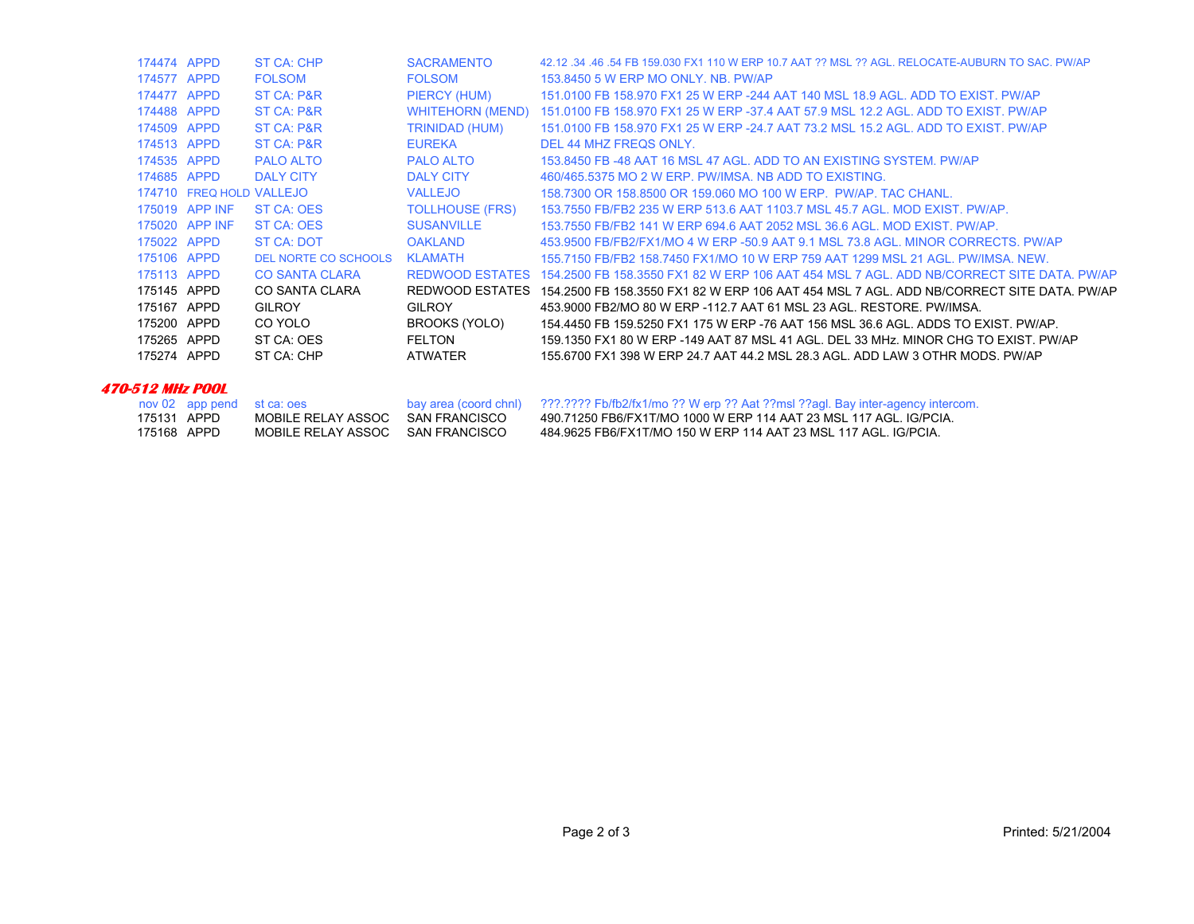| | | | | |
|---|---|---|---|---|
| 174474 | APPD | ST CA: CHP | SACRAMENTO | 42.12 .34 .46 .54 FB 159.030 FX1 110 W ERP 10.7 AAT ?? MSL ?? AGL. RELOCATE-AUBURN TO SAC. PW/AP |
| 174577 | APPD | FOLSOM | FOLSOM | 153.8450 5 W ERP MO ONLY. NB. PW/AP |
| 174477 | APPD | ST CA: P&R | PIERCY (HUM) | 151.0100 FB 158.970 FX1 25 W ERP -244 AAT 140 MSL 18.9 AGL. ADD TO EXIST. PW/AP |
| 174488 | APPD | ST CA: P&R | WHITEHORN (MEND) | 151.0100 FB 158.970 FX1 25 W ERP -37.4 AAT 57.9 MSL 12.2 AGL. ADD TO EXIST. PW/AP |
| 174509 | APPD | ST CA: P&R | TRINIDAD (HUM) | 151.0100 FB 158.970 FX1 25 W ERP -24.7 AAT 73.2 MSL 15.2 AGL. ADD TO EXIST. PW/AP |
| 174513 | APPD | ST CA: P&R | EUREKA | DEL 44 MHZ FREQS ONLY. |
| 174535 | APPD | PALO ALTO | PALO ALTO | 153.8450 FB -48 AAT 16 MSL 47 AGL. ADD TO AN EXISTING SYSTEM. PW/AP |
| 174685 | APPD | DALY CITY | DALY CITY | 460/465.5375 MO 2 W ERP. PW/IMSA. NB ADD TO EXISTING. |
| 174710 | FREQ HOLD | VALLEJO | VALLEJO | 158.7300 OR 158.8500 OR 159.060 MO 100 W ERP. PW/AP. TAC CHANL. |
| 175019 | APP INF | ST CA: OES | TOLLHOUSE (FRS) | 153.7550 FB/FB2 235 W ERP 513.6 AAT 1103.7 MSL 45.7 AGL. MOD EXIST. PW/AP. |
| 175020 | APP INF | ST CA: OES | SUSANVILLE | 153.7550 FB/FB2 141 W ERP 694.6 AAT 2052 MSL 36.6 AGL. MOD EXIST. PW/AP. |
| 175022 | APPD | ST CA: DOT | OAKLAND | 453.9500 FB/FB2/FX1/MO 4 W ERP -50.9 AAT 9.1 MSL 73.8 AGL. MINOR CORRECTS. PW/AP |
| 175106 | APPD | DEL NORTE CO SCHOOLS | KLAMATH | 155.7150 FB/FB2 158.7450 FX1/MO 10 W ERP 759 AAT 1299 MSL 21 AGL. PW/IMSA. NEW. |
| 175113 | APPD | CO SANTA CLARA | REDWOOD ESTATES | 154.2500 FB 158.3550 FX1 82 W ERP 106 AAT 454 MSL 7 AGL. ADD NB/CORRECT SITE DATA. PW/AP |
| 175145 | APPD | CO SANTA CLARA | REDWOOD ESTATES | 154.2500 FB 158.3550 FX1 82 W ERP 106 AAT 454 MSL 7 AGL. ADD NB/CORRECT SITE DATA. PW/AP |
| 175167 | APPD | GILROY | GILROY | 453.9000 FB2/MO 80 W ERP -112.7 AAT 61 MSL 23 AGL. RESTORE. PW/IMSA. |
| 175200 | APPD | CO YOLO | BROOKS (YOLO) | 154.4450 FB 159.5250 FX1 175 W ERP -76 AAT 156 MSL 36.6 AGL. ADDS TO EXIST. PW/AP. |
| 175265 | APPD | ST CA: OES | FELTON | 159.1350 FX1 80 W ERP -149 AAT 87 MSL 41 AGL. DEL 33 MHz. MINOR CHG TO EXIST. PW/AP |
| 175274 | APPD | ST CA: CHP | ATWATER | 155.6700 FX1 398 W ERP 24.7 AAT 44.2 MSL 28.3 AGL. ADD LAW 3 OTHR MODS. PW/AP |

### *470-512 MHz POOL*

| | | | | |
|---|---|---|---|---|
| nov 02 | app pend | st ca: oes | bay area (coord chnl) | ???.???? Fb/fb2/fx1/mo ?? W erp ?? Aat ??msl ??agl. Bay inter-agency intercom. |
| 175131 | APPD | MOBILE RELAY ASSOC | SAN FRANCISCO | 490.71250 FB6/FX1T/MO 1000 W ERP 114 AAT 23 MSL 117 AGL. IG/PCIA. |
| 175168 | APPD | MOBILE RELAY ASSOC | SAN FRANCISCO | 484.9625 FB6/FX1T/MO 150 W ERP 114 AAT 23 MSL 117 AGL. IG/PCIA. |

Printed: 5/21/2004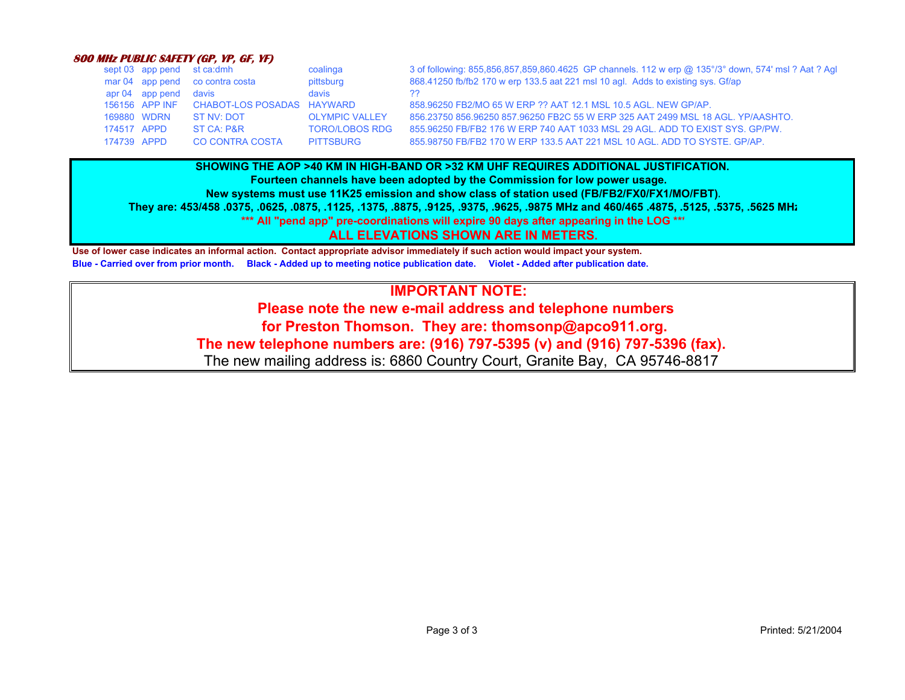### *800 MHz PUBLIC SAFETY (GP, YP, GF, YF)*

| | | | | |
|---|---|---|---|---|
| sept 03 | app pend | st ca:dmh | coalinga | 3 of following: 855,856,857,859,860.4625 GP channels. 112 w erp @ 135°/3° down, 574' msl ? Aat ? Agl |
| mar 04 | app pend | co contra costa | pittsburg | 868.41250 fb/fb2 170 w erp 133.5 aat 221 msl 10 agl. Adds to existing sys. Gf/ap |
| apr 04 | app pend | davis | davis | ?? |
| 156156 | APP INF | CHABOT-LOS POSADAS | HAYWARD | 858.96250 FB2/MO 65 W ERP ?? AAT 12.1 MSL 10.5 AGL. NEW GP/AP. |
| 169880 | WDRN | ST NV: DOT | OLYMPIC VALLEY | 856.23750 856.96250 857.96250 FB2C 55 W ERP 325 AAT 2499 MSL 18 AGL. YP/AASHTO. |
| 174517 | APPD | ST CA: P&R | TORO/LOBOS RDG | 855.96250 FB/FB2 176 W ERP 740 AAT 1033 MSL 29 AGL. ADD TO EXIST SYS. GP/PW. |
| 174739 | APPD | CO CONTRA COSTA | PITTSBURG | 855.98750 FB/FB2 170 W ERP 133.5 AAT 221 MSL 10 AGL. ADD TO SYSTE. GP/AP. |

**SHOWING THE AOP >40 KM IN HIGH-BAND OR >32 KM UHF REQUIRES ADDITIONAL JUSTIFICATION.**

**Fourteen channels have been adopted by the Commission for low power usage.**

**New systems must use 11K25 emission and show class of station used (FB/FB2/FX0/FX1/MO/FBT).**

**They are: 453/458 .0375, .0625, .0875, .1125, .1375, .8875, .9125, .9375, .9625, .9875 MHz and 460/465 .4875, .5125, .5375, .5625 MHz**

**\*\*\* All "pend app" pre-coordinations will expire 90 days after appearing in the LOG \*\*\***

**ALL ELEVATIONS SHOWN ARE IN METERS.**

**Use of lower case indicates an informal action. Contact appropriate advisor immediately if such action would impact your system.**

**Blue - Carried over from prior month. Black - Added up to meeting notice publication date. Violet - Added after publication date.**

**IMPORTANT NOTE:**

**Please note the new e-mail address and telephone numbers for Preston Thomson. They are: thomsonp@apco911.org.**

**The new telephone numbers are: (916) 797-5395 (v) and (916) 797-5396 (fax).**

The new mailing address is: 6860 Country Court, Granite Bay, CA 95746-8817

Printed: 5/21/2004